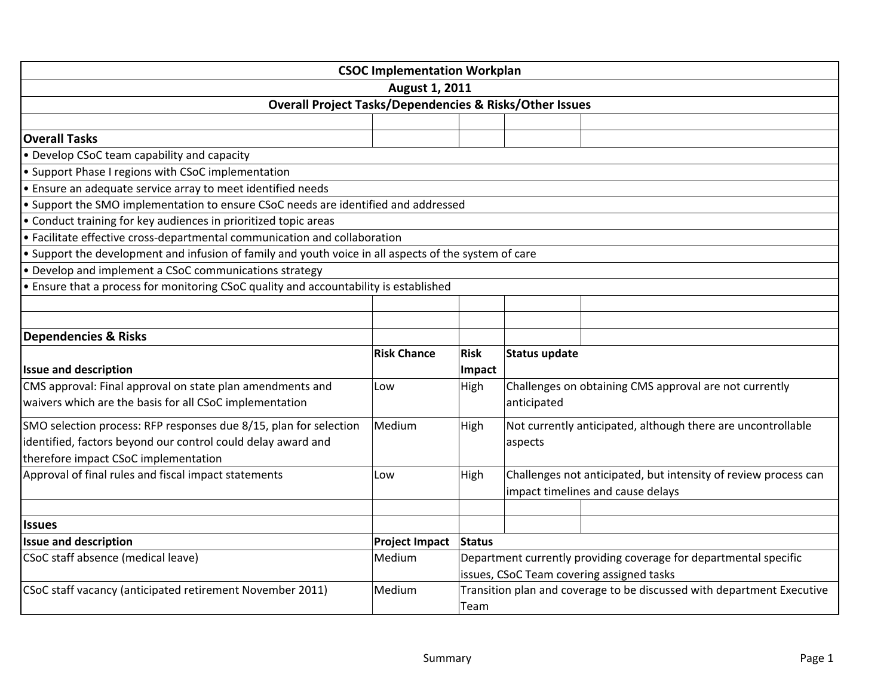# CSOC Implementation Workplan

## August 1, 2011

## Overall Project Tasks/Dependencies & Risks/Other Issues

### Overall Tasks

- Develop CSoC team capability and capacity
- Support Phase I regions with CSoC implementation
- Ensure an adequate service array to meet identified needs
- Support the SMO implementation to ensure CSoC needs are identified and addressed
- Conduct training for key audiences in prioritized topic areas
- Facilitate effective cross-departmental communication and collaboration
- Support the development and infusion of family and youth voice in all aspects of the system of care
- Develop and implement a CSoC communications strategy
- Ensure that a process for monitoring CSoC quality and accountability is established

### Dependencies & Risks

| Issue and description | Risk Chance | Risk Impact | Status update |
|---|---|---|---|
| CMS approval: Final approval on state plan amendments and waivers which are the basis for all CSoC implementation | Low | High | Challenges on obtaining CMS approval are not currently anticipated |
| SMO selection process: RFP responses due 8/15, plan for selection identified, factors beyond our control could delay award and therefore impact CSoC implementation | Medium | High | Not currently anticipated, although there are uncontrollable aspects |
| Approval of final rules and fiscal impact statements | Low | High | Challenges not anticipated, but intensity of review process can impact timelines and cause delays |

### Issues

| Issue and description | Project Impact | Status |
|---|---|---|
| CSoC staff absence (medical leave) | Medium | Department currently providing coverage for departmental specific issues, CSoC Team covering assigned tasks |
| CSoC staff vacancy (anticipated retirement November 2011) | Medium | Transition plan and coverage to be discussed with department Executive Team |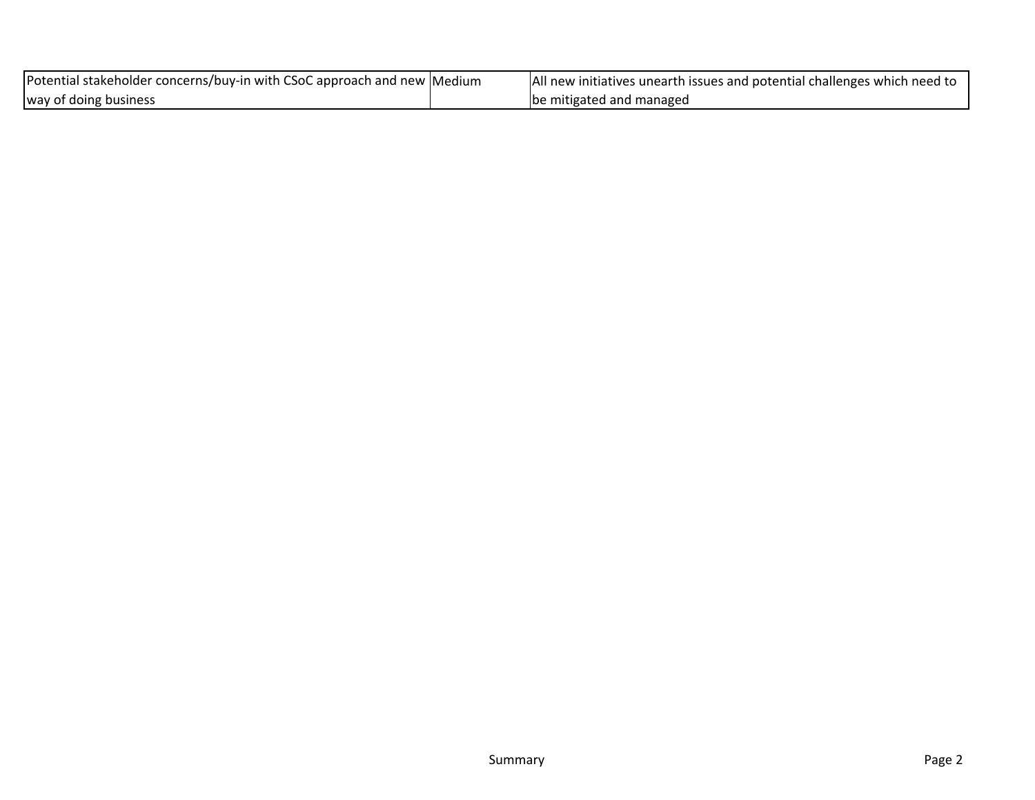| | | |
|---|---|---|
| Potential stakeholder concerns/buy-in with CSoC approach and new way of doing business | Medium | All new initiatives unearth issues and potential challenges which need to be mitigated and managed |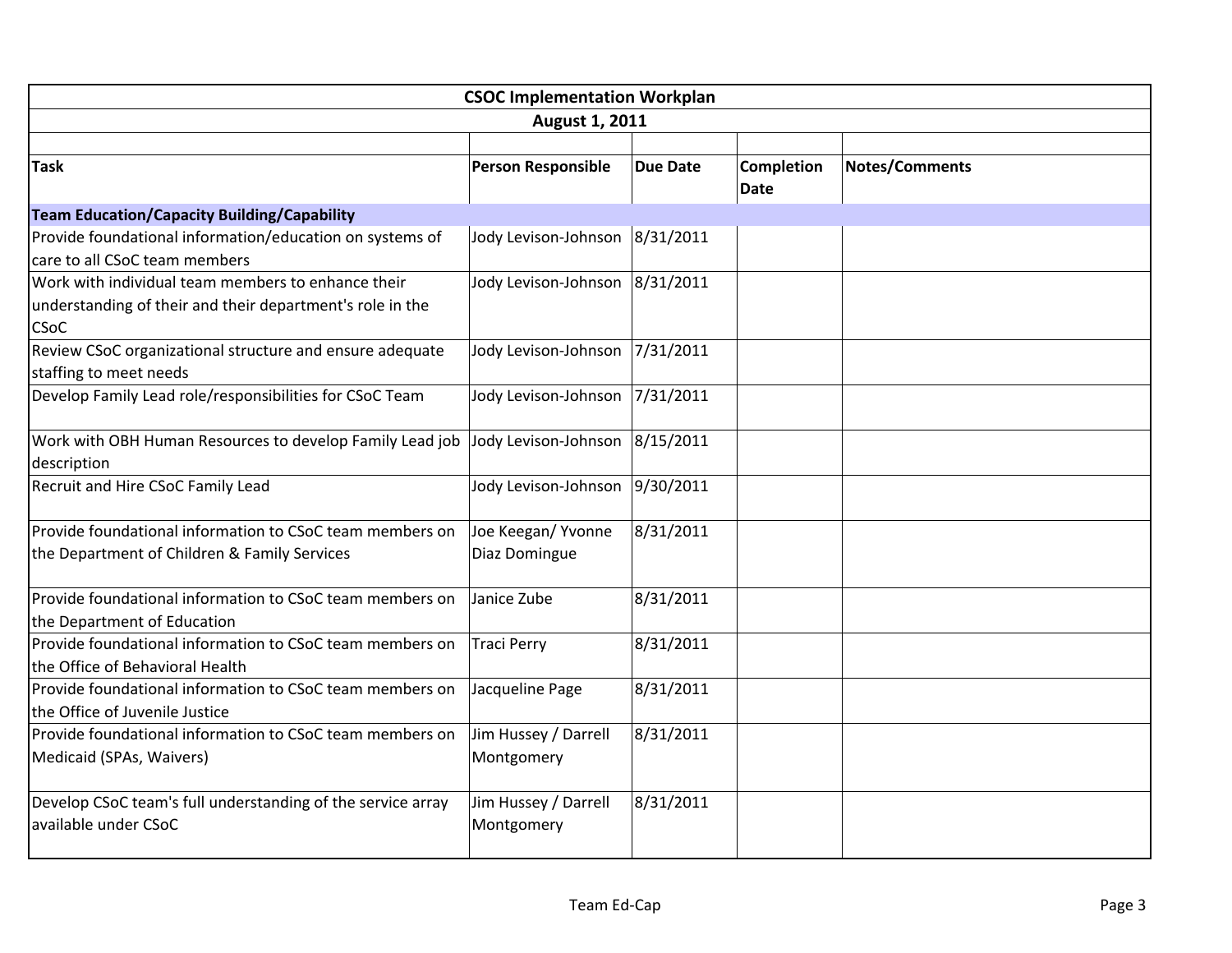| CSOC Implementation Workplan | | | | |
|---|---|---|---|---|
| August 1, 2011 | | | | |
| **Task** | **Person Responsible** | **Due Date** | **Completion Date** | **Notes/Comments** |
| **Team Education/Capacity Building/Capability** | | | | |
| Provide foundational information/education on systems of care to all CSoC team members | Jody Levison-Johnson | 8/31/2011 | | |
| Work with individual team members to enhance their understanding of their and their department's role in the CSoC | Jody Levison-Johnson | 8/31/2011 | | |
| Review CSoC organizational structure and ensure adequate staffing to meet needs | Jody Levison-Johnson | 7/31/2011 | | |
| Develop Family Lead role/responsibilities for CSoC Team | Jody Levison-Johnson | 7/31/2011 | | |
| Work with OBH Human Resources to develop Family Lead job description | Jody Levison-Johnson | 8/15/2011 | | |
| Recruit and Hire CSoC Family Lead | Jody Levison-Johnson | 9/30/2011 | | |
| Provide foundational information to CSoC team members on the Department of Children & Family Services | Joe Keegan/ Yvonne Diaz Domingue | 8/31/2011 | | |
| Provide foundational information to CSoC team members on the Department of Education | Janice Zube | 8/31/2011 | | |
| Provide foundational information to CSoC team members on the Office of Behavioral Health | Traci Perry | 8/31/2011 | | |
| Provide foundational information to CSoC team members on the Office of Juvenile Justice | Jacqueline Page | 8/31/2011 | | |
| Provide foundational information to CSoC team members on Medicaid (SPAs, Waivers) | Jim Hussey / Darrell Montgomery | 8/31/2011 | | |
| Develop CSoC team's full understanding of the service array available under CSoC | Jim Hussey / Darrell Montgomery | 8/31/2011 | | |

Team Ed-Cap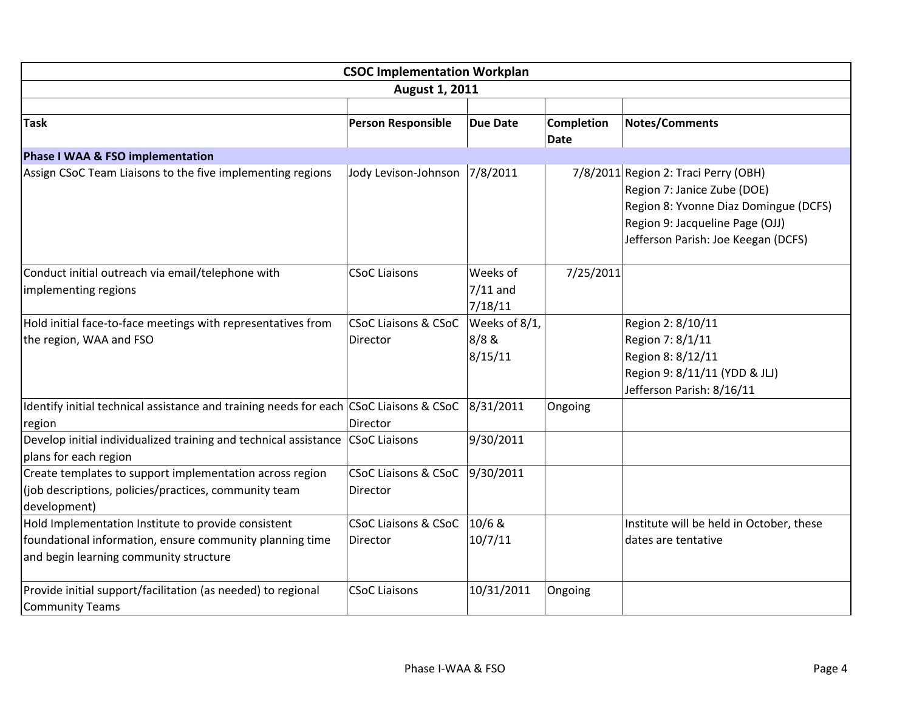| CSOC Implementation Workplan | | | | |
|---|---|---|---|---|
| August 1, 2011 | | | | |
| **Task** | **Person Responsible** | **Due Date** | **Completion Date** | **Notes/Comments** |
| **Phase I WAA & FSO implementation** | | | | |
| Assign CSoC Team Liaisons to the five implementing regions | Jody Levison-Johnson | 7/8/2011 | 7/8/2011 | Region 2: Traci Perry (OBH)<br>Region 7: Janice Zube (DOE)<br>Region 8: Yvonne Diaz Domingue (DCFS)<br>Region 9: Jacqueline Page (OJJ)<br>Jefferson Parish: Joe Keegan (DCFS) |
| Conduct initial outreach via email/telephone with implementing regions | CSoC Liaisons | Weeks of 7/11 and 7/18/11 | 7/25/2011 | |
| Hold initial face-to-face meetings with representatives from the region, WAA and FSO | CSoC Liaisons & CSoC Director | Weeks of 8/1, 8/8 & 8/15/11 | | Region 2: 8/10/11<br>Region 7: 8/1/11<br>Region 8: 8/12/11<br>Region 9: 8/11/11 (YDD & JLJ)<br>Jefferson Parish: 8/16/11 |
| Identify initial technical assistance and training needs for each region | CSoC Liaisons & CSoC Director | 8/31/2011 | Ongoing | |
| Develop initial individualized training and technical assistance plans for each region | CSoC Liaisons | 9/30/2011 | | |
| Create templates to support implementation across region (job descriptions, policies/practices, community team development) | CSoC Liaisons & CSoC Director | 9/30/2011 | | |
| Hold Implementation Institute to provide consistent foundational information, ensure community planning time and begin learning community structure | CSoC Liaisons & CSoC Director | 10/6 & 10/7/11 | | Institute will be held in October, these dates are tentative |
| Provide initial support/facilitation (as needed) to regional Community Teams | CSoC Liaisons | 10/31/2011 | Ongoing | |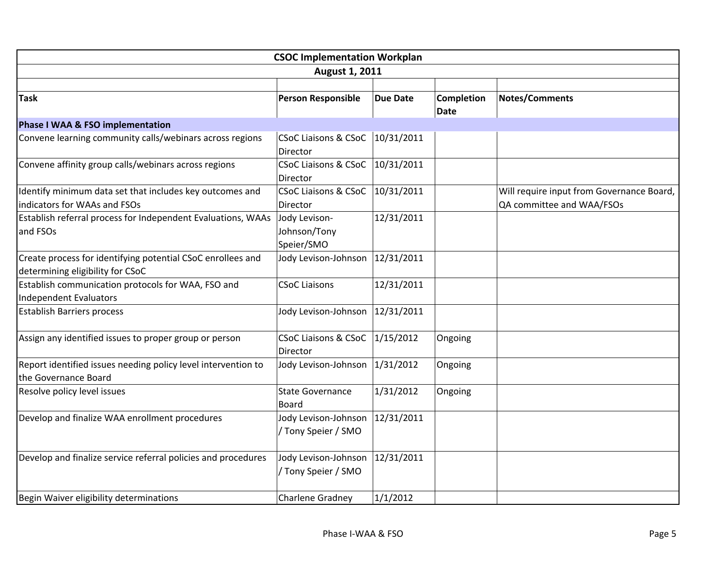| CSOC Implementation Workplan | | | | |
|---|---|---|---|---|
| August 1, 2011 | | | | |
| **Task** | **Person Responsible** | **Due Date** | **Completion Date** | **Notes/Comments** |
| **Phase I WAA & FSO implementation** | | | | |
| Convene learning community calls/webinars across regions | CSoC Liaisons & CSoC Director | 10/31/2011 | | |
| Convene affinity group calls/webinars across regions | CSoC Liaisons & CSoC Director | 10/31/2011 | | |
| Identify minimum data set that includes key outcomes and indicators for WAAs and FSOs | CSoC Liaisons & CSoC Director | 10/31/2011 | | Will require input from Governance Board, QA committee and WAA/FSOs |
| Establish referral process for Independent Evaluations, WAAs and FSOs | Jody Levison-Johnson/Tony Speier/SMO | 12/31/2011 | | |
| Create process for identifying potential CSoC enrollees and determining eligibility for CSoC | Jody Levison-Johnson | 12/31/2011 | | |
| Establish communication protocols for WAA, FSO and Independent Evaluators | CSoC Liaisons | 12/31/2011 | | |
| Establish Barriers process | Jody Levison-Johnson | 12/31/2011 | | |
| Assign any identified issues to proper group or person | CSoC Liaisons & CSoC Director | 1/15/2012 | Ongoing | |
| Report identified issues needing policy level intervention to the Governance Board | Jody Levison-Johnson | 1/31/2012 | Ongoing | |
| Resolve policy level issues | State Governance Board | 1/31/2012 | Ongoing | |
| Develop and finalize WAA enrollment procedures | Jody Levison-Johnson / Tony Speier / SMO | 12/31/2011 | | |
| Develop and finalize service referral policies and procedures | Jody Levison-Johnson / Tony Speier / SMO | 12/31/2011 | | |
| Begin Waiver eligibility determinations | Charlene Gradney | 1/1/2012 | | |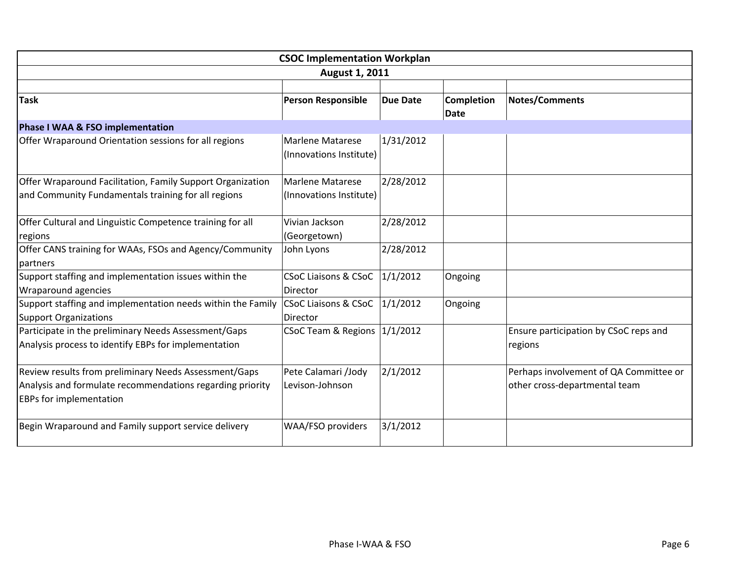| CSOC Implementation Workplan | | | | |
|---|---|---|---|---|
| August 1, 2011 | | | | |
| **Task** | **Person Responsible** | **Due Date** | **Completion Date** | **Notes/Comments** |
| **Phase I WAA & FSO implementation** | | | | |
| Offer Wraparound Orientation sessions for all regions | Marlene Matarese (Innovations Institute) | 1/31/2012 | | |
| Offer Wraparound Facilitation, Family Support Organization and Community Fundamentals training for all regions | Marlene Matarese (Innovations Institute) | 2/28/2012 | | |
| Offer Cultural and Linguistic Competence training for all regions | Vivian Jackson (Georgetown) | 2/28/2012 | | |
| Offer CANS training for WAAs, FSOs and Agency/Community partners | John Lyons | 2/28/2012 | | |
| Support staffing and implementation issues within the Wraparound agencies | CSoC Liaisons & CSoC Director | 1/1/2012 | Ongoing | |
| Support staffing and implementation needs within the Family Support Organizations | CSoC Liaisons & CSoC Director | 1/1/2012 | Ongoing | |
| Participate in the preliminary Needs Assessment/Gaps Analysis process to identify EBPs for implementation | CSoC Team & Regions | 1/1/2012 | | Ensure participation by CSoC reps and regions |
| Review results from preliminary Needs Assessment/Gaps Analysis and formulate recommendations regarding priority EBPs for implementation | Pete Calamari /Jody Levison-Johnson | 2/1/2012 | | Perhaps involvement of QA Committee or other cross-departmental team |
| Begin Wraparound and Family support service delivery | WAA/FSO providers | 3/1/2012 | | |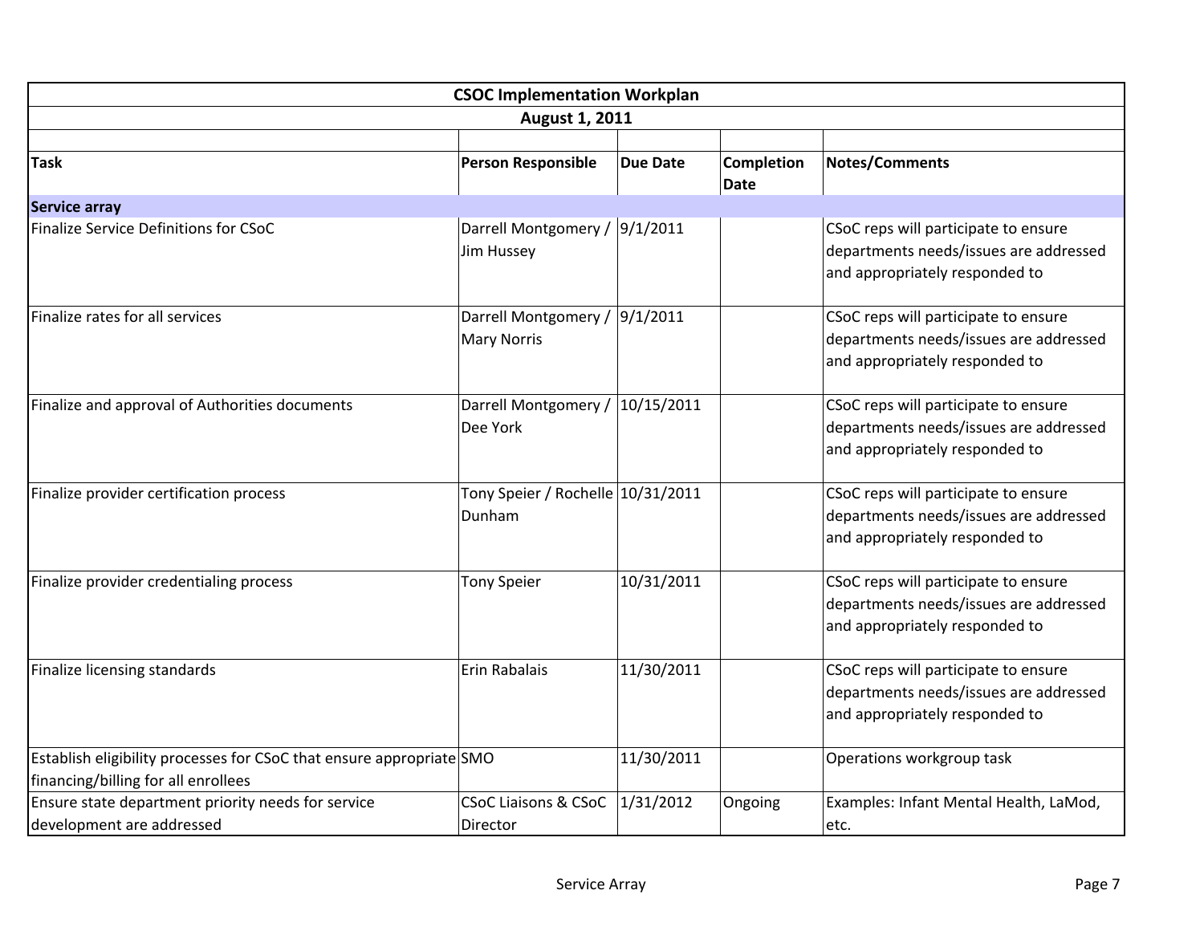| CSOC Implementation Workplan | | | | |
|---|---|---|---|---|
| August 1, 2011 | | | | |
| | | | | |
| **Task** | **Person Responsible** | **Due Date** | **Completion Date** | **Notes/Comments** |
| **Service array** | | | | |
| Finalize Service Definitions for CSoC | Darrell Montgomery / Jim Hussey | 9/1/2011 | | CSoC reps will participate to ensure departments needs/issues are addressed and appropriately responded to |
| Finalize rates for all services | Darrell Montgomery / Mary Norris | 9/1/2011 | | CSoC reps will participate to ensure departments needs/issues are addressed and appropriately responded to |
| Finalize and approval of Authorities documents | Darrell Montgomery / Dee York | 10/15/2011 | | CSoC reps will participate to ensure departments needs/issues are addressed and appropriately responded to |
| Finalize provider certification process | Tony Speier / Rochelle Dunham | 10/31/2011 | | CSoC reps will participate to ensure departments needs/issues are addressed and appropriately responded to |
| Finalize provider credentialing process | Tony Speier | 10/31/2011 | | CSoC reps will participate to ensure departments needs/issues are addressed and appropriately responded to |
| Finalize licensing standards | Erin Rabalais | 11/30/2011 | | CSoC reps will participate to ensure departments needs/issues are addressed and appropriately responded to |
| Establish eligibility processes for CSoC that ensure appropriate financing/billing for all enrollees | SMO | 11/30/2011 | | Operations workgroup task |
| Ensure state department priority needs for service development are addressed | CSoC Liaisons & CSoC Director | 1/31/2012 | Ongoing | Examples: Infant Mental Health, LaMod, etc. |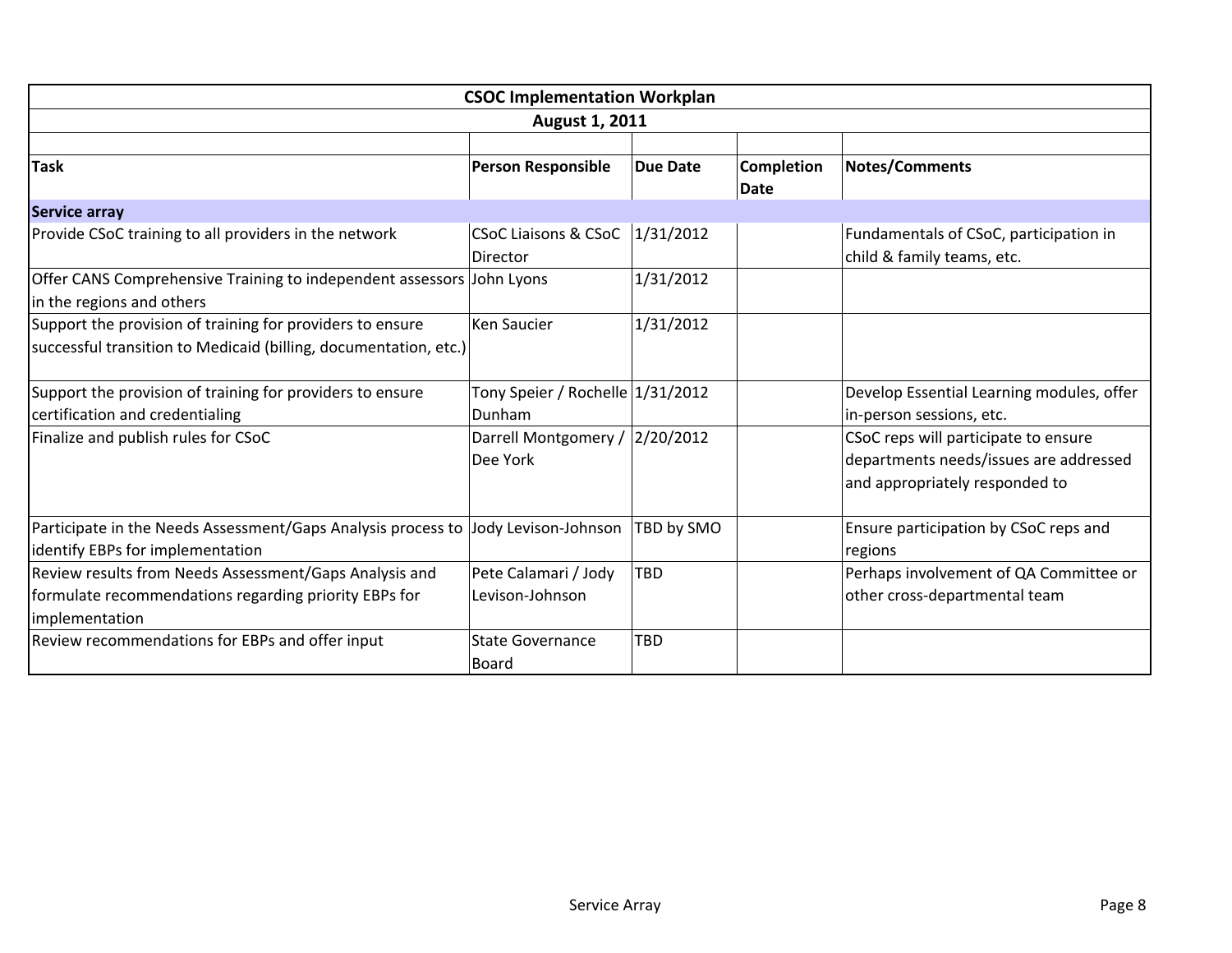| CSOC Implementation Workplan | | | | |
| --- | --- | --- | --- | --- |
| August 1, 2011 | | | | |
| **Task** | **Person Responsible** | **Due Date** | **Completion Date** | **Notes/Comments** |
| **Service array** | | | | |
| Provide CSoC training to all providers in the network | CSoC Liaisons & CSoC Director | 1/31/2012 | | Fundamentals of CSoC, participation in child & family teams, etc. |
| Offer CANS Comprehensive Training to independent assessors in the regions and others | John Lyons | 1/31/2012 | | |
| Support the provision of training for providers to ensure successful transition to Medicaid (billing, documentation, etc.) | Ken Saucier | 1/31/2012 | | |
| Support the provision of training for providers to ensure certification and credentialing | Tony Speier / Rochelle Dunham | 1/31/2012 | | Develop Essential Learning modules, offer in-person sessions, etc. |
| Finalize and publish rules for CSoC | Darrell Montgomery / Dee York | 2/20/2012 | | CSoC reps will participate to ensure departments needs/issues are addressed and appropriately responded to |
| Participate in the Needs Assessment/Gaps Analysis process to identify EBPs for implementation | Jody Levison-Johnson | TBD by SMO | | Ensure participation by CSoC reps and regions |
| Review results from Needs Assessment/Gaps Analysis and formulate recommendations regarding priority EBPs for implementation | Pete Calamari / Jody Levison-Johnson | TBD | | Perhaps involvement of QA Committee or other cross-departmental team |
| Review recommendations for EBPs and offer input | State Governance Board | TBD | | |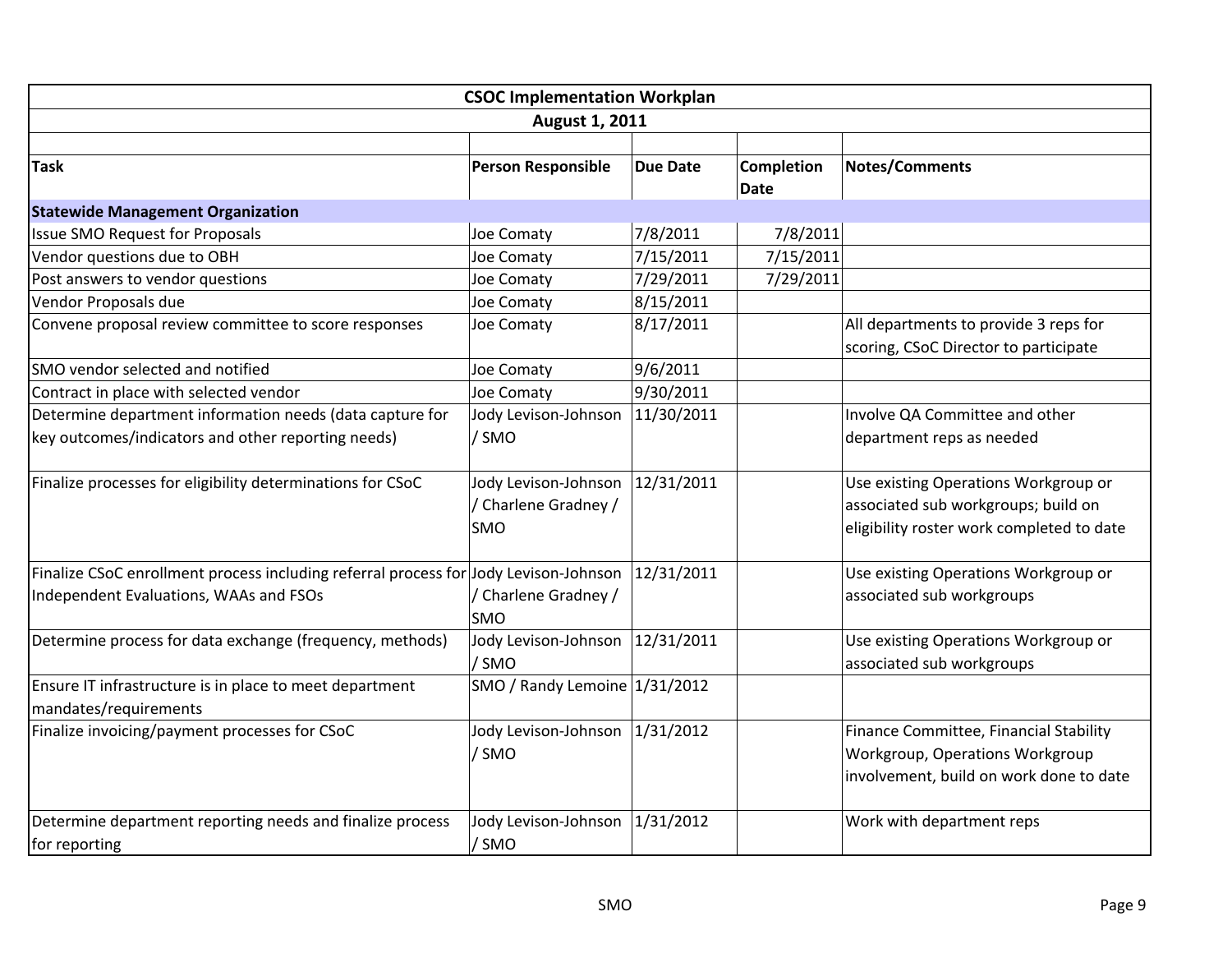| CSOC Implementation Workplan | | | | |
|---|---|---|---|---|
| August 1, 2011 | | | | |
| **Task** | **Person Responsible** | **Due Date** | **Completion Date** | **Notes/Comments** |
| **Statewide Management Organization** | | | | |
| Issue SMO Request for Proposals | Joe Comaty | 7/8/2011 | 7/8/2011 | |
| Vendor questions due to OBH | Joe Comaty | 7/15/2011 | 7/15/2011 | |
| Post answers to vendor questions | Joe Comaty | 7/29/2011 | 7/29/2011 | |
| Vendor Proposals due | Joe Comaty | 8/15/2011 | | |
| Convene proposal review committee to score responses | Joe Comaty | 8/17/2011 | | All departments to provide 3 reps for scoring, CSoC Director to participate |
| SMO vendor selected and notified | Joe Comaty | 9/6/2011 | | |
| Contract in place with selected vendor | Joe Comaty | 9/30/2011 | | |
| Determine department information needs (data capture for key outcomes/indicators and other reporting needs) | Jody Levison-Johnson / SMO | 11/30/2011 | | Involve QA Committee and other department reps as needed |
| Finalize processes for eligibility determinations for CSoC | Jody Levison-Johnson / Charlene Gradney / SMO | 12/31/2011 | | Use existing Operations Workgroup or associated sub workgroups; build on eligibility roster work completed to date |
| Finalize CSoC enrollment process including referral process for Independent Evaluations, WAAs and FSOs | Jody Levison-Johnson / Charlene Gradney / SMO | 12/31/2011 | | Use existing Operations Workgroup or associated sub workgroups |
| Determine process for data exchange (frequency, methods) | Jody Levison-Johnson / SMO | 12/31/2011 | | Use existing Operations Workgroup or associated sub workgroups |
| Ensure IT infrastructure is in place to meet department mandates/requirements | SMO / Randy Lemoine | 1/31/2012 | | |
| Finalize invoicing/payment processes for CSoC | Jody Levison-Johnson / SMO | 1/31/2012 | | Finance Committee, Financial Stability Workgroup, Operations Workgroup involvement, build on work done to date |
| Determine department reporting needs and finalize process for reporting | Jody Levison-Johnson / SMO | 1/31/2012 | | Work with department reps |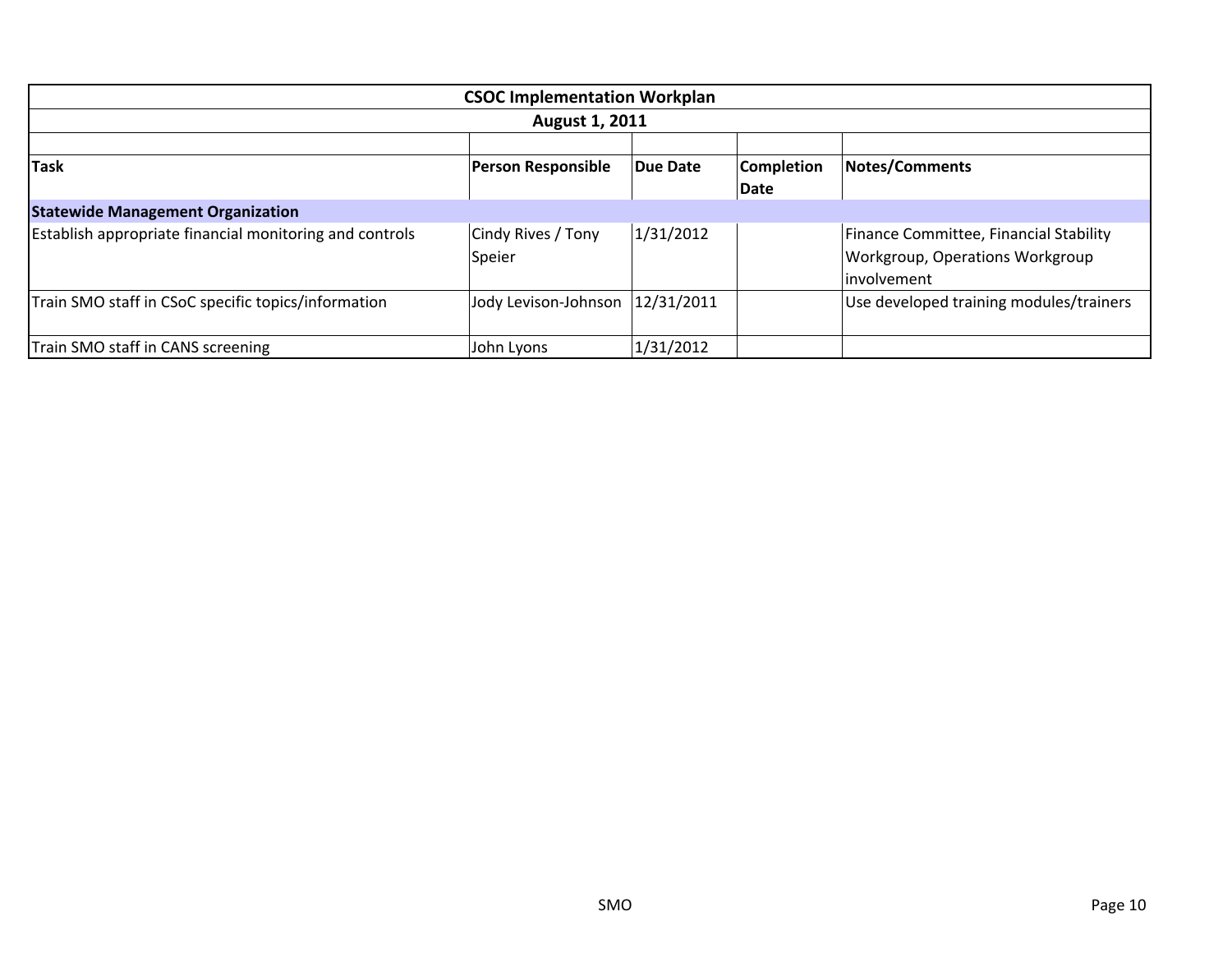| CSOC Implementation Workplan | | | | |
|---|---|---|---|---|
| August 1, 2011 | | | | |
| | | | | |
| **Task** | **Person Responsible** | **Due Date** | **Completion Date** | **Notes/Comments** |
| **Statewide Management Organization** | | | | |
| Establish appropriate financial monitoring and controls | Cindy Rives / Tony Speier | 1/31/2012 | | Finance Committee, Financial Stability Workgroup, Operations Workgroup involvement |
| Train SMO staff in CSoC specific topics/information | Jody Levison-Johnson | 12/31/2011 | | Use developed training modules/trainers |
| Train SMO staff in CANS screening | John Lyons | 1/31/2012 | | |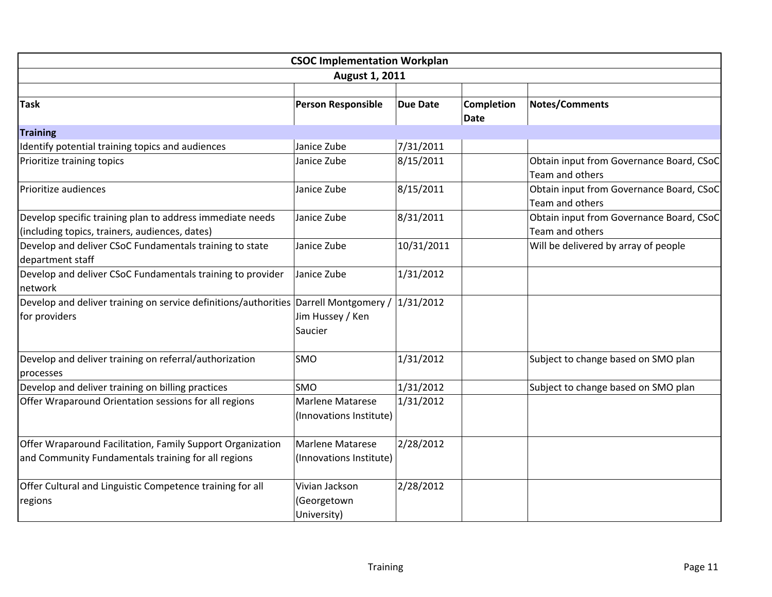| CSOC Implementation Workplan | | | | |
|---|---|---|---|---|
| August 1, 2011 | | | | |
| **Task** | **Person Responsible** | **Due Date** | **Completion Date** | **Notes/Comments** |
| **Training** | | | | |
| Identify potential training topics and audiences | Janice Zube | 7/31/2011 | | |
| Prioritize training topics | Janice Zube | 8/15/2011 | | Obtain input from Governance Board, CSoC Team and others |
| Prioritize audiences | Janice Zube | 8/15/2011 | | Obtain input from Governance Board, CSoC Team and others |
| Develop specific training plan to address immediate needs (including topics, trainers, audiences, dates) | Janice Zube | 8/31/2011 | | Obtain input from Governance Board, CSoC Team and others |
| Develop and deliver CSoC Fundamentals training to state department staff | Janice Zube | 10/31/2011 | | Will be delivered by array of people |
| Develop and deliver CSoC Fundamentals training to provider network | Janice Zube | 1/31/2012 | | |
| Develop and deliver training on service definitions/authorities for providers | Darrell Montgomery / Jim Hussey / Ken Saucier | 1/31/2012 | | |
| Develop and deliver training on referral/authorization processes | SMO | 1/31/2012 | | Subject to change based on SMO plan |
| Develop and deliver training on billing practices | SMO | 1/31/2012 | | Subject to change based on SMO plan |
| Offer Wraparound Orientation sessions for all regions | Marlene Matarese (Innovations Institute) | 1/31/2012 | | |
| Offer Wraparound Facilitation, Family Support Organization and Community Fundamentals training for all regions | Marlene Matarese (Innovations Institute) | 2/28/2012 | | |
| Offer Cultural and Linguistic Competence training for all regions | Vivian Jackson (Georgetown University) | 2/28/2012 | | |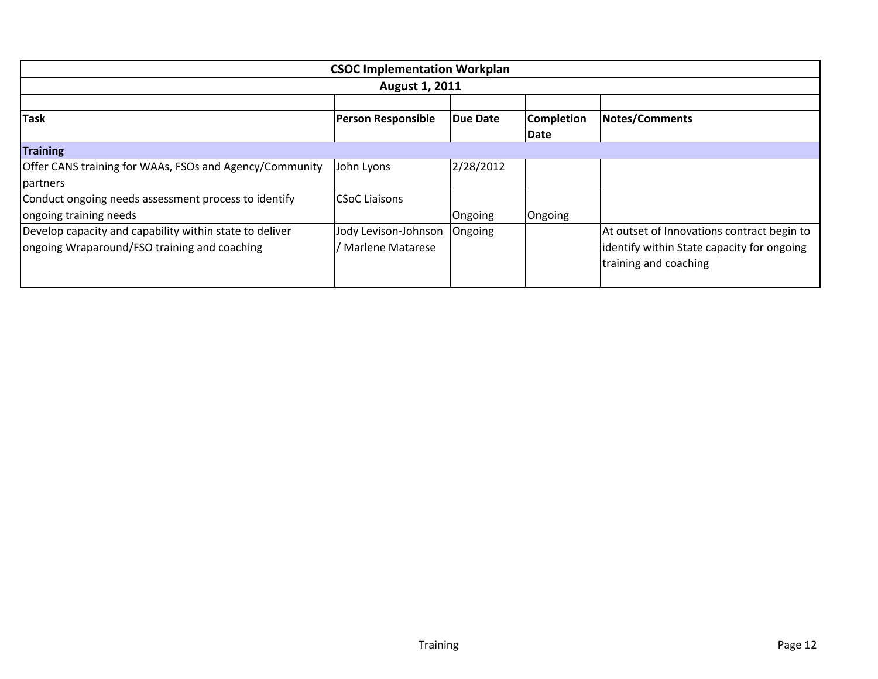| CSOC Implementation Workplan | | | | |
|---|---|---|---|---|
| August 1, 2011 | | | | |
| **Task** | **Person Responsible** | **Due Date** | **Completion Date** | **Notes/Comments** |
| **Training** | | | | |
| Offer CANS training for WAAs, FSOs and Agency/Community partners | John Lyons | 2/28/2012 | | |
| Conduct ongoing needs assessment process to identify ongoing training needs | CSoC Liaisons | Ongoing | Ongoing | |
| Develop capacity and capability within state to deliver ongoing Wraparound/FSO training and coaching | Jody Levison-Johnson / Marlene Matarese | Ongoing | | At outset of Innovations contract begin to identify within State capacity for ongoing training and coaching |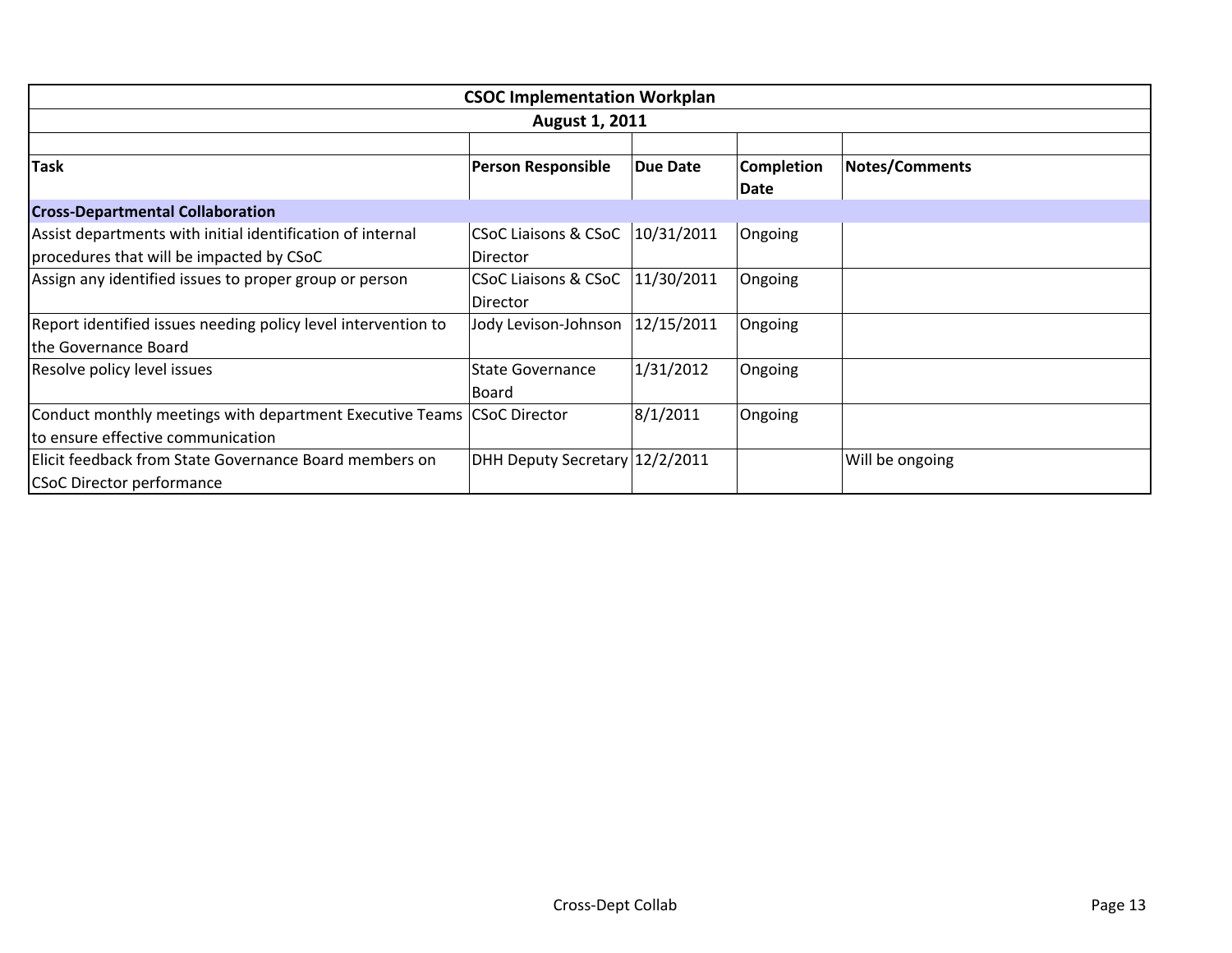| CSOC Implementation Workplan | | | | |
| --- | --- | --- | --- | --- |
| August 1, 2011 | | | | |
| | | | | |
| **Task** | **Person Responsible** | **Due Date** | **Completion Date** | **Notes/Comments** |
| **Cross-Departmental Collaboration** | | | | |
| Assist departments with initial identification of internal procedures that will be impacted by CSoC | CSoC Liaisons & CSoC Director | 10/31/2011 | Ongoing | |
| Assign any identified issues to proper group or person | CSoC Liaisons & CSoC Director | 11/30/2011 | Ongoing | |
| Report identified issues needing policy level intervention to the Governance Board | Jody Levison-Johnson | 12/15/2011 | Ongoing | |
| Resolve policy level issues | State Governance Board | 1/31/2012 | Ongoing | |
| Conduct monthly meetings with department Executive Teams to ensure effective communication | CSoC Director | 8/1/2011 | Ongoing | |
| Elicit feedback from State Governance Board members on CSoC Director performance | DHH Deputy Secretary | 12/2/2011 | | Will be ongoing |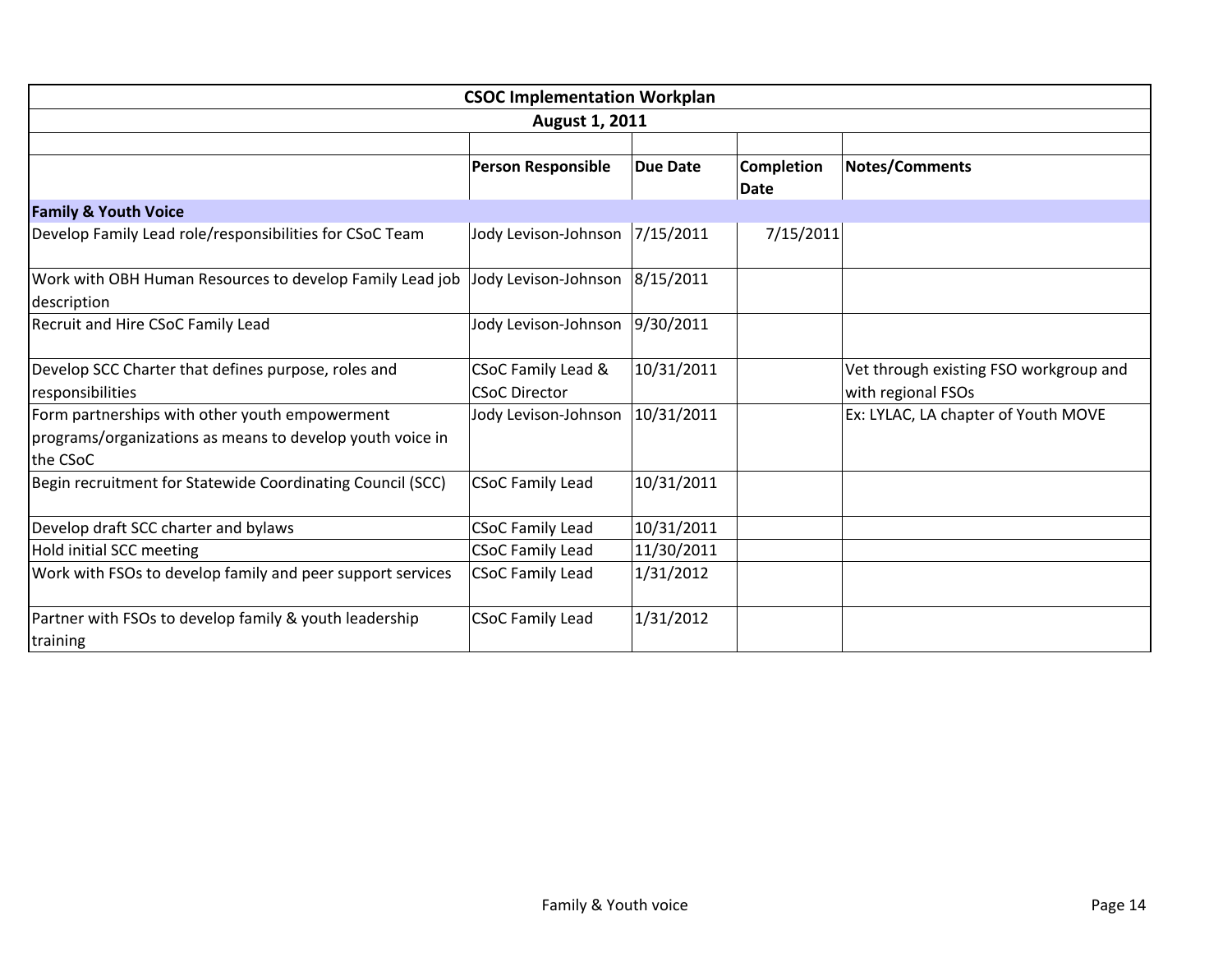| CSOC Implementation Workplan | | | | |
|---|---|---|---|---|
| August 1, 2011 | | | | |
| | Person Responsible | Due Date | Completion Date | Notes/Comments |
| **Family & Youth Voice** | | | | |
| Develop Family Lead role/responsibilities for CSoC Team | Jody Levison-Johnson | 7/15/2011 | 7/15/2011 | |
| Work with OBH Human Resources to develop Family Lead job description | Jody Levison-Johnson | 8/15/2011 | | |
| Recruit and Hire CSoC Family Lead | Jody Levison-Johnson | 9/30/2011 | | |
| Develop SCC Charter that defines purpose, roles and responsibilities | CSoC Family Lead & CSoC Director | 10/31/2011 | | Vet through existing FSO workgroup and with regional FSOs |
| Form partnerships with other youth empowerment programs/organizations as means to develop youth voice in the CSoC | Jody Levison-Johnson | 10/31/2011 | | Ex: LYLAC, LA chapter of Youth MOVE |
| Begin recruitment for Statewide Coordinating Council (SCC) | CSoC Family Lead | 10/31/2011 | | |
| Develop draft SCC charter and bylaws | CSoC Family Lead | 10/31/2011 | | |
| Hold initial SCC meeting | CSoC Family Lead | 11/30/2011 | | |
| Work with FSOs to develop family and peer support services | CSoC Family Lead | 1/31/2012 | | |
| Partner with FSOs to develop family & youth leadership training | CSoC Family Lead | 1/31/2012 | | |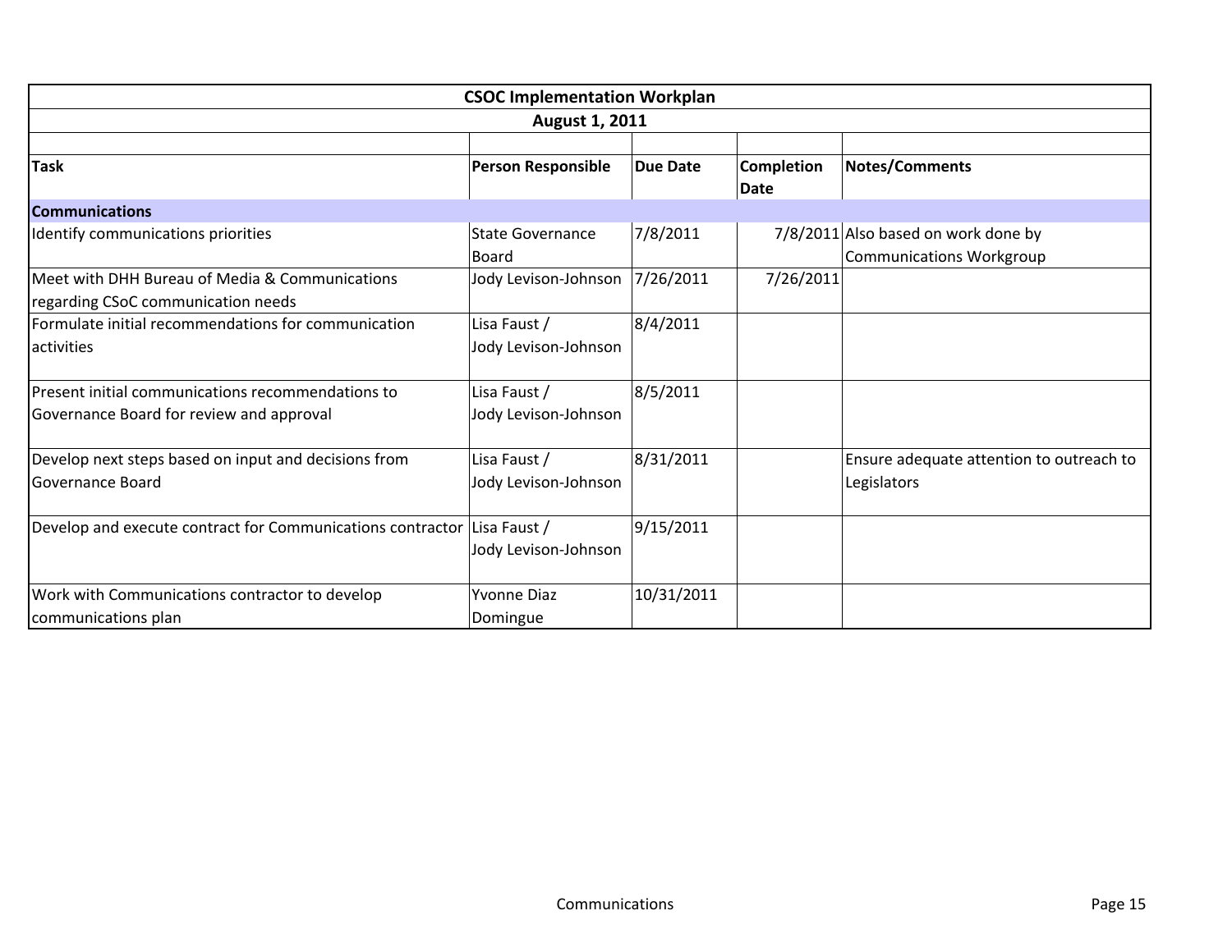| CSOC Implementation Workplan | | | | |
|---|---|---|---|---|
| August 1, 2011 | | | | |
| **Task** | **Person Responsible** | **Due Date** | **Completion Date** | **Notes/Comments** |
| **Communications** | | | | |
| Identify communications priorities | State Governance Board | 7/8/2011 | 7/8/2011 | Also based on work done by Communications Workgroup |
| Meet with DHH Bureau of Media & Communications regarding CSoC communication needs | Jody Levison-Johnson | 7/26/2011 | 7/26/2011 | |
| Formulate initial recommendations for communication activities | Lisa Faust / Jody Levison-Johnson | 8/4/2011 | | |
| Present initial communications recommendations to Governance Board for review and approval | Lisa Faust / Jody Levison-Johnson | 8/5/2011 | | |
| Develop next steps based on input and decisions from Governance Board | Lisa Faust / Jody Levison-Johnson | 8/31/2011 | | Ensure adequate attention to outreach to Legislators |
| Develop and execute contract for Communications contractor | Lisa Faust / Jody Levison-Johnson | 9/15/2011 | | |
| Work with Communications contractor to develop communications plan | Yvonne Diaz Domingue | 10/31/2011 | | |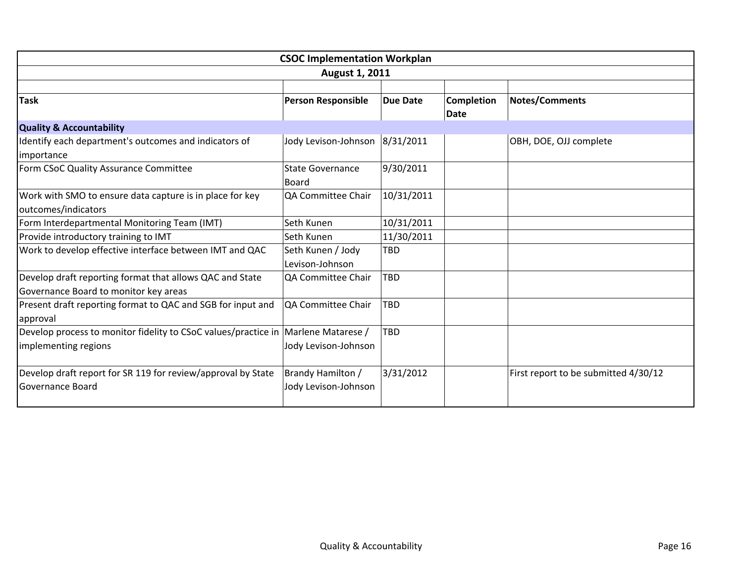| CSOC Implementation Workplan | | | | |
|---|---|---|---|---|
| August 1, 2011 | | | | |
| **Task** | **Person Responsible** | **Due Date** | **Completion Date** | **Notes/Comments** |
| **Quality & Accountability** | | | | |
| Identify each department's outcomes and indicators of importance | Jody Levison-Johnson | 8/31/2011 | | OBH, DOE, OJJ complete |
| Form CSoC Quality Assurance Committee | State Governance Board | 9/30/2011 | | |
| Work with SMO to ensure data capture is in place for key outcomes/indicators | QA Committee Chair | 10/31/2011 | | |
| Form Interdepartmental Monitoring Team (IMT) | Seth Kunen | 10/31/2011 | | |
| Provide introductory training to IMT | Seth Kunen | 11/30/2011 | | |
| Work to develop effective interface between IMT and QAC | Seth Kunen / Jody Levison-Johnson | TBD | | |
| Develop draft reporting format that allows QAC and State Governance Board to monitor key areas | QA Committee Chair | TBD | | |
| Present draft reporting format to QAC and SGB for input and approval | QA Committee Chair | TBD | | |
| Develop process to monitor fidelity to CSoC values/practice in implementing regions | Marlene Matarese / Jody Levison-Johnson | TBD | | |
| Develop draft report for SR 119 for review/approval by State Governance Board | Brandy Hamilton / Jody Levison-Johnson | 3/31/2012 | | First report to be submitted 4/30/12 |